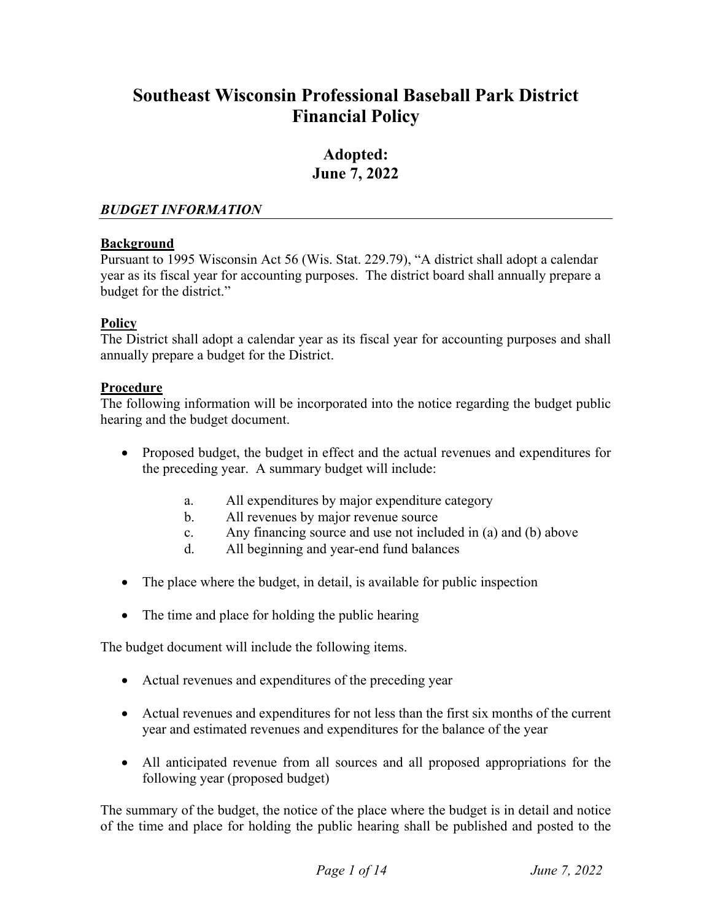# Southeast Wisconsin Professional Baseball Park District Financial Policy

## Adopted: June 7, 2022

### *BUDGET INFORMATION*

**Background**

Pursuant to 1995 Wisconsin Act 56 (Wis. Stat. 229.79), "A district shall adopt a calendar year as its fiscal year for accounting purposes. The district board shall annually prepare a budget for the district."

**Policy**

The District shall adopt a calendar year as its fiscal year for accounting purposes and shall annually prepare a budget for the District.

**Procedure**

The following information will be incorporated into the notice regarding the budget public hearing and the budget document.

- Proposed budget, the budget in effect and the actual revenues and expenditures for the preceding year. A summary budget will include:
  - a. All expenditures by major expenditure category
  - b. All revenues by major revenue source
  - c. Any financing source and use not included in (a) and (b) above
  - d. All beginning and year-end fund balances
- The place where the budget, in detail, is available for public inspection
- The time and place for holding the public hearing

The budget document will include the following items.

- Actual revenues and expenditures of the preceding year
- Actual revenues and expenditures for not less than the first six months of the current year and estimated revenues and expenditures for the balance of the year
- All anticipated revenue from all sources and all proposed appropriations for the following year (proposed budget)

The summary of the budget, the notice of the place where the budget is in detail and notice of the time and place for holding the public hearing shall be published and posted to the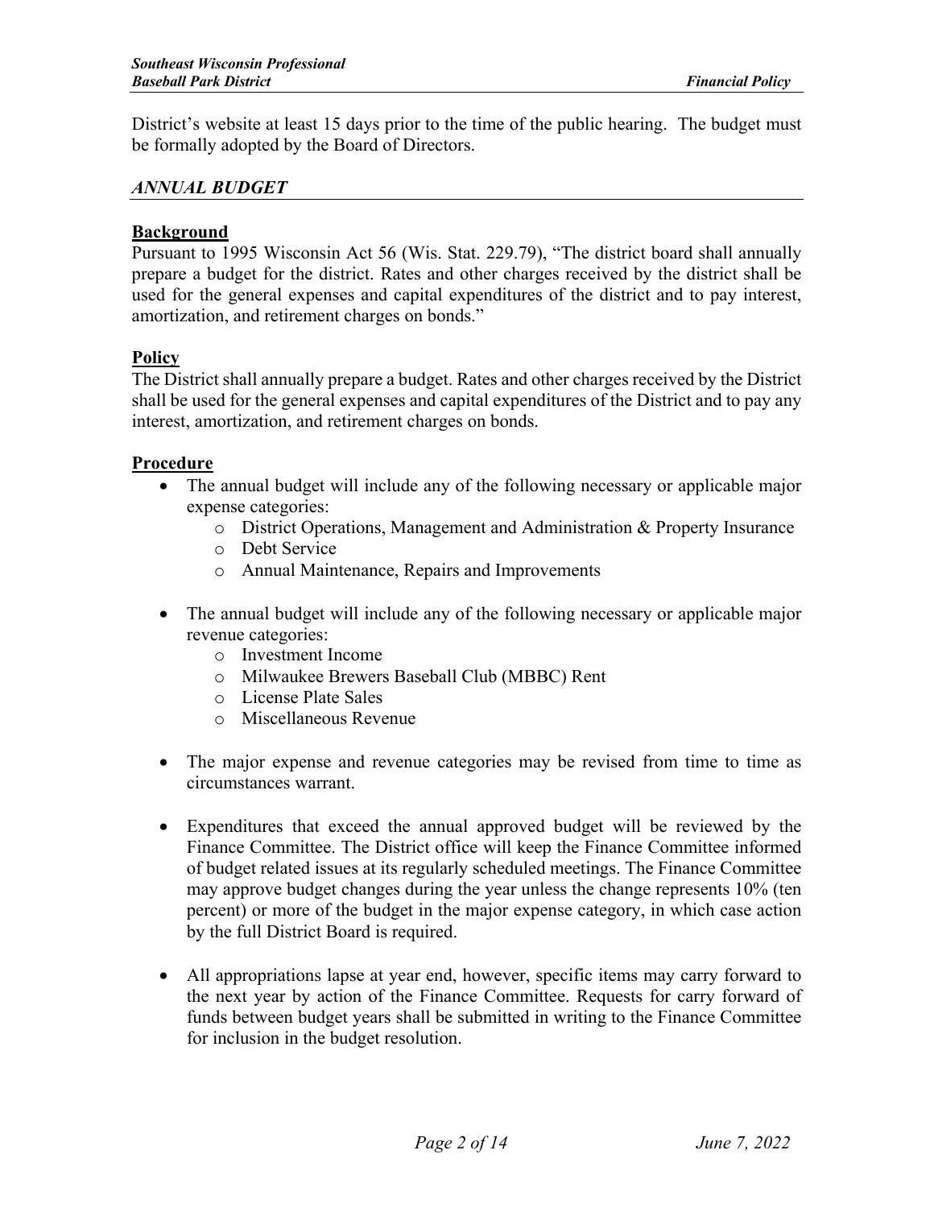District's website at least 15 days prior to the time of the public hearing. The budget must be formally adopted by the Board of Directors.

## *ANNUAL BUDGET*

### Background

Pursuant to 1995 Wisconsin Act 56 (Wis. Stat. 229.79), "The district board shall annually prepare a budget for the district. Rates and other charges received by the district shall be used for the general expenses and capital expenditures of the district and to pay interest, amortization, and retirement charges on bonds."

### Policy

The District shall annually prepare a budget. Rates and other charges received by the District shall be used for the general expenses and capital expenditures of the District and to pay any interest, amortization, and retirement charges on bonds.

### Procedure

- The annual budget will include any of the following necessary or applicable major expense categories:
  - District Operations, Management and Administration & Property Insurance
  - Debt Service
  - Annual Maintenance, Repairs and Improvements

- The annual budget will include any of the following necessary or applicable major revenue categories:
  - Investment Income
  - Milwaukee Brewers Baseball Club (MBBC) Rent
  - License Plate Sales
  - Miscellaneous Revenue

- The major expense and revenue categories may be revised from time to time as circumstances warrant.

- Expenditures that exceed the annual approved budget will be reviewed by the Finance Committee. The District office will keep the Finance Committee informed of budget related issues at its regularly scheduled meetings. The Finance Committee may approve budget changes during the year unless the change represents 10% (ten percent) or more of the budget in the major expense category, in which case action by the full District Board is required.

- All appropriations lapse at year end, however, specific items may carry forward to the next year by action of the Finance Committee. Requests for carry forward of funds between budget years shall be submitted in writing to the Finance Committee for inclusion in the budget resolution.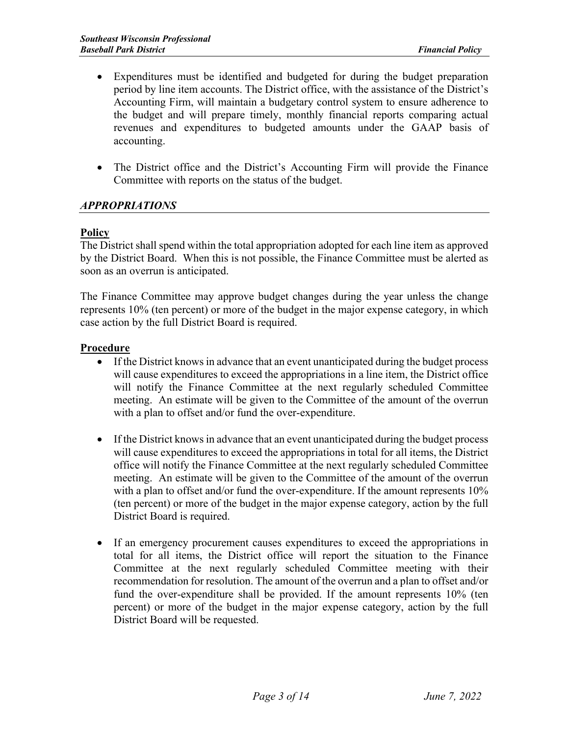- Expenditures must be identified and budgeted for during the budget preparation period by line item accounts. The District office, with the assistance of the District's Accounting Firm, will maintain a budgetary control system to ensure adherence to the budget and will prepare timely, monthly financial reports comparing actual revenues and expenditures to budgeted amounts under the GAAP basis of accounting.

- The District office and the District's Accounting Firm will provide the Finance Committee with reports on the status of the budget.

## *APPROPRIATIONS*

**Policy**

The District shall spend within the total appropriation adopted for each line item as approved by the District Board. When this is not possible, the Finance Committee must be alerted as soon as an overrun is anticipated.

The Finance Committee may approve budget changes during the year unless the change represents 10% (ten percent) or more of the budget in the major expense category, in which case action by the full District Board is required.

**Procedure**

- If the District knows in advance that an event unanticipated during the budget process will cause expenditures to exceed the appropriations in a line item, the District office will notify the Finance Committee at the next regularly scheduled Committee meeting. An estimate will be given to the Committee of the amount of the overrun with a plan to offset and/or fund the over-expenditure.

- If the District knows in advance that an event unanticipated during the budget process will cause expenditures to exceed the appropriations in total for all items, the District office will notify the Finance Committee at the next regularly scheduled Committee meeting. An estimate will be given to the Committee of the amount of the overrun with a plan to offset and/or fund the over-expenditure. If the amount represents 10% (ten percent) or more of the budget in the major expense category, action by the full District Board is required.

- If an emergency procurement causes expenditures to exceed the appropriations in total for all items, the District office will report the situation to the Finance Committee at the next regularly scheduled Committee meeting with their recommendation for resolution. The amount of the overrun and a plan to offset and/or fund the over-expenditure shall be provided. If the amount represents 10% (ten percent) or more of the budget in the major expense category, action by the full District Board will be requested.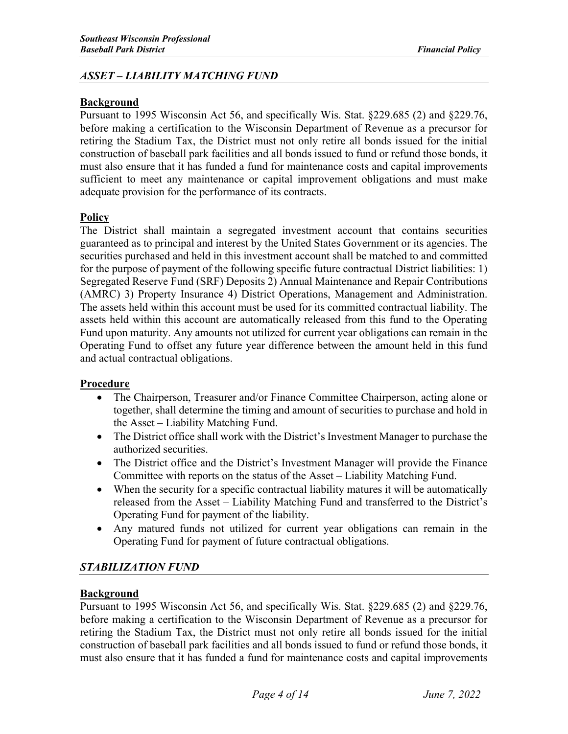## *ASSET – LIABILITY MATCHING FUND*

**Background**

Pursuant to 1995 Wisconsin Act 56, and specifically Wis. Stat. §229.685 (2) and §229.76, before making a certification to the Wisconsin Department of Revenue as a precursor for retiring the Stadium Tax, the District must not only retire all bonds issued for the initial construction of baseball park facilities and all bonds issued to fund or refund those bonds, it must also ensure that it has funded a fund for maintenance costs and capital improvements sufficient to meet any maintenance or capital improvement obligations and must make adequate provision for the performance of its contracts.

**Policy**

The District shall maintain a segregated investment account that contains securities guaranteed as to principal and interest by the United States Government or its agencies. The securities purchased and held in this investment account shall be matched to and committed for the purpose of payment of the following specific future contractual District liabilities: 1) Segregated Reserve Fund (SRF) Deposits 2) Annual Maintenance and Repair Contributions (AMRC) 3) Property Insurance 4) District Operations, Management and Administration. The assets held within this account must be used for its committed contractual liability. The assets held within this account are automatically released from this fund to the Operating Fund upon maturity. Any amounts not utilized for current year obligations can remain in the Operating Fund to offset any future year difference between the amount held in this fund and actual contractual obligations.

**Procedure**

- The Chairperson, Treasurer and/or Finance Committee Chairperson, acting alone or together, shall determine the timing and amount of securities to purchase and hold in the Asset – Liability Matching Fund.
- The District office shall work with the District's Investment Manager to purchase the authorized securities.
- The District office and the District's Investment Manager will provide the Finance Committee with reports on the status of the Asset – Liability Matching Fund.
- When the security for a specific contractual liability matures it will be automatically released from the Asset – Liability Matching Fund and transferred to the District's Operating Fund for payment of the liability.
- Any matured funds not utilized for current year obligations can remain in the Operating Fund for payment of future contractual obligations.

## *STABILIZATION FUND*

**Background**

Pursuant to 1995 Wisconsin Act 56, and specifically Wis. Stat. §229.685 (2) and §229.76, before making a certification to the Wisconsin Department of Revenue as a precursor for retiring the Stadium Tax, the District must not only retire all bonds issued for the initial construction of baseball park facilities and all bonds issued to fund or refund those bonds, it must also ensure that it has funded a fund for maintenance costs and capital improvements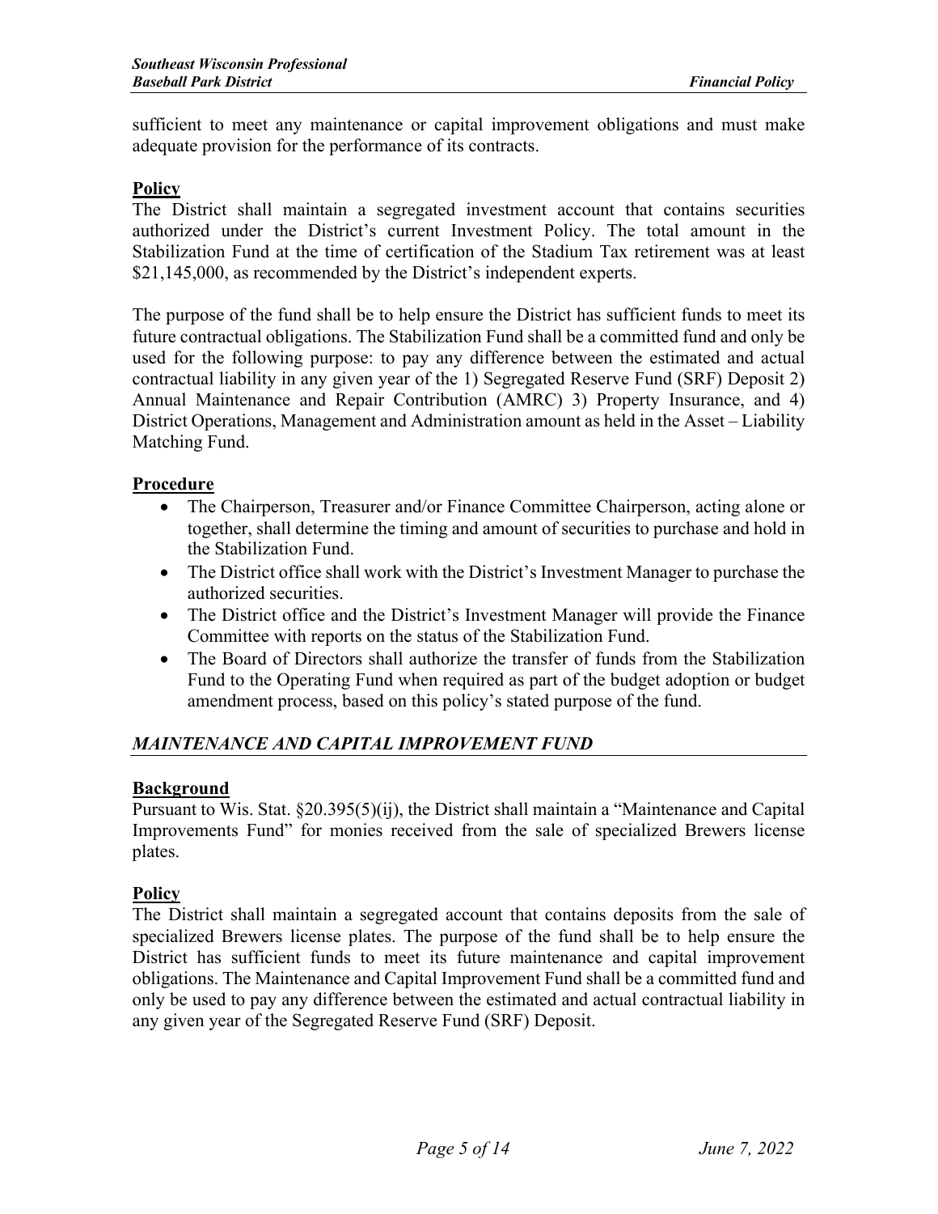sufficient to meet any maintenance or capital improvement obligations and must make adequate provision for the performance of its contracts.

**Policy**

The District shall maintain a segregated investment account that contains securities authorized under the District's current Investment Policy. The total amount in the Stabilization Fund at the time of certification of the Stadium Tax retirement was at least $21,145,000, as recommended by the District's independent experts.

The purpose of the fund shall be to help ensure the District has sufficient funds to meet its future contractual obligations. The Stabilization Fund shall be a committed fund and only be used for the following purpose: to pay any difference between the estimated and actual contractual liability in any given year of the 1) Segregated Reserve Fund (SRF) Deposit 2) Annual Maintenance and Repair Contribution (AMRC) 3) Property Insurance, and 4) District Operations, Management and Administration amount as held in the Asset – Liability Matching Fund.

**Procedure**

- The Chairperson, Treasurer and/or Finance Committee Chairperson, acting alone or together, shall determine the timing and amount of securities to purchase and hold in the Stabilization Fund.
- The District office shall work with the District's Investment Manager to purchase the authorized securities.
- The District office and the District's Investment Manager will provide the Finance Committee with reports on the status of the Stabilization Fund.
- The Board of Directors shall authorize the transfer of funds from the Stabilization Fund to the Operating Fund when required as part of the budget adoption or budget amendment process, based on this policy's stated purpose of the fund.

## *MAINTENANCE AND CAPITAL IMPROVEMENT FUND*

**Background**

Pursuant to Wis. Stat. §20.395(5)(ij), the District shall maintain a "Maintenance and Capital Improvements Fund" for monies received from the sale of specialized Brewers license plates.

**Policy**

The District shall maintain a segregated account that contains deposits from the sale of specialized Brewers license plates. The purpose of the fund shall be to help ensure the District has sufficient funds to meet its future maintenance and capital improvement obligations. The Maintenance and Capital Improvement Fund shall be a committed fund and only be used to pay any difference between the estimated and actual contractual liability in any given year of the Segregated Reserve Fund (SRF) Deposit.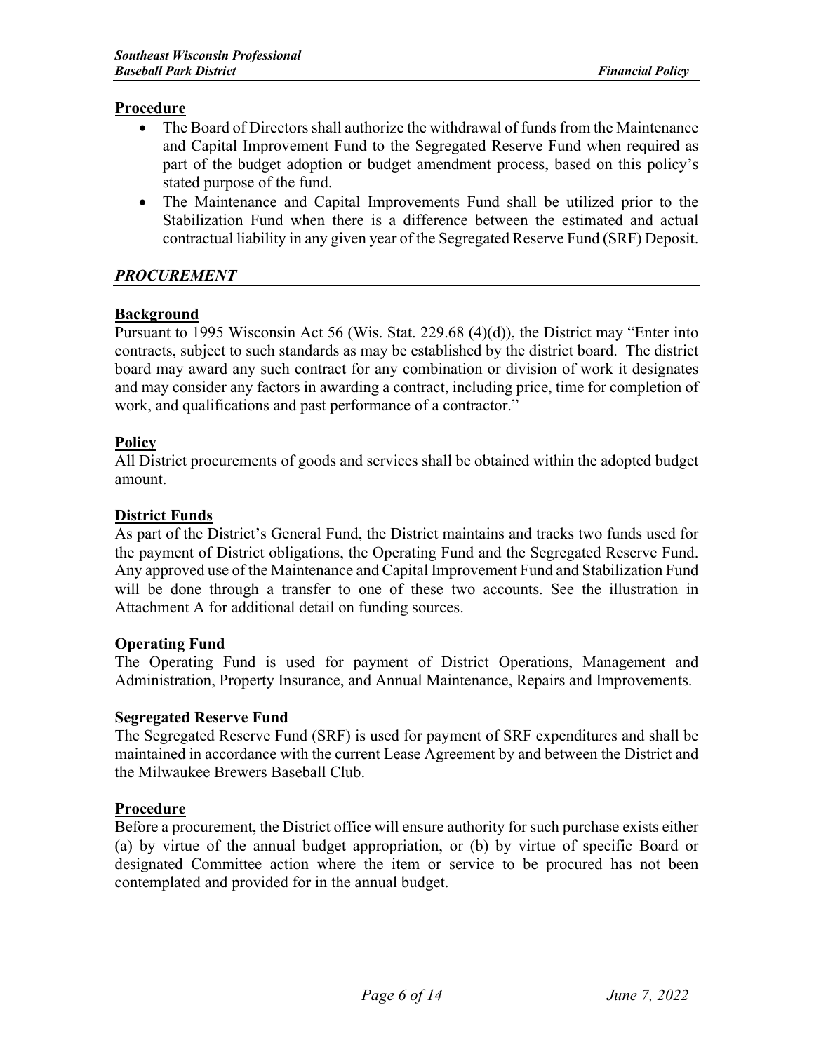**Procedure**

- The Board of Directors shall authorize the withdrawal of funds from the Maintenance and Capital Improvement Fund to the Segregated Reserve Fund when required as part of the budget adoption or budget amendment process, based on this policy's stated purpose of the fund.
- The Maintenance and Capital Improvements Fund shall be utilized prior to the Stabilization Fund when there is a difference between the estimated and actual contractual liability in any given year of the Segregated Reserve Fund (SRF) Deposit.

## *PROCUREMENT*

**Background**

Pursuant to 1995 Wisconsin Act 56 (Wis. Stat. 229.68 (4)(d)), the District may "Enter into contracts, subject to such standards as may be established by the district board. The district board may award any such contract for any combination or division of work it designates and may consider any factors in awarding a contract, including price, time for completion of work, and qualifications and past performance of a contractor."

**Policy**

All District procurements of goods and services shall be obtained within the adopted budget amount.

**District Funds**

As part of the District's General Fund, the District maintains and tracks two funds used for the payment of District obligations, the Operating Fund and the Segregated Reserve Fund. Any approved use of the Maintenance and Capital Improvement Fund and Stabilization Fund will be done through a transfer to one of these two accounts. See the illustration in Attachment A for additional detail on funding sources.

**Operating Fund**

The Operating Fund is used for payment of District Operations, Management and Administration, Property Insurance, and Annual Maintenance, Repairs and Improvements.

**Segregated Reserve Fund**

The Segregated Reserve Fund (SRF) is used for payment of SRF expenditures and shall be maintained in accordance with the current Lease Agreement by and between the District and the Milwaukee Brewers Baseball Club.

**Procedure**

Before a procurement, the District office will ensure authority for such purchase exists either (a) by virtue of the annual budget appropriation, or (b) by virtue of specific Board or designated Committee action where the item or service to be procured has not been contemplated and provided for in the annual budget.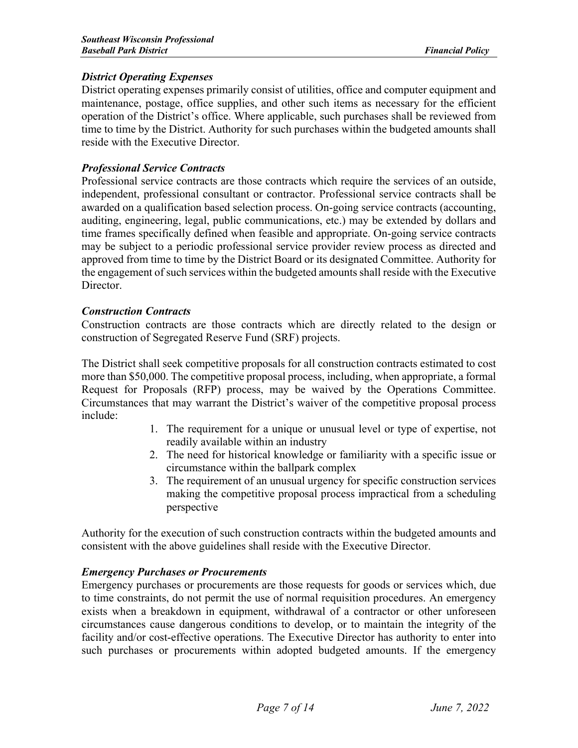### *District Operating Expenses*

District operating expenses primarily consist of utilities, office and computer equipment and maintenance, postage, office supplies, and other such items as necessary for the efficient operation of the District's office. Where applicable, such purchases shall be reviewed from time to time by the District. Authority for such purchases within the budgeted amounts shall reside with the Executive Director.

### *Professional Service Contracts*

Professional service contracts are those contracts which require the services of an outside, independent, professional consultant or contractor. Professional service contracts shall be awarded on a qualification based selection process. On-going service contracts (accounting, auditing, engineering, legal, public communications, etc.) may be extended by dollars and time frames specifically defined when feasible and appropriate. On-going service contracts may be subject to a periodic professional service provider review process as directed and approved from time to time by the District Board or its designated Committee. Authority for the engagement of such services within the budgeted amounts shall reside with the Executive Director.

### *Construction Contracts*

Construction contracts are those contracts which are directly related to the design or construction of Segregated Reserve Fund (SRF) projects.

The District shall seek competitive proposals for all construction contracts estimated to cost more than $50,000. The competitive proposal process, including, when appropriate, a formal Request for Proposals (RFP) process, may be waived by the Operations Committee. Circumstances that may warrant the District's waiver of the competitive proposal process include:

1. The requirement for a unique or unusual level or type of expertise, not readily available within an industry
2. The need for historical knowledge or familiarity with a specific issue or circumstance within the ballpark complex
3. The requirement of an unusual urgency for specific construction services making the competitive proposal process impractical from a scheduling perspective

Authority for the execution of such construction contracts within the budgeted amounts and consistent with the above guidelines shall reside with the Executive Director.

### *Emergency Purchases or Procurements*

Emergency purchases or procurements are those requests for goods or services which, due to time constraints, do not permit the use of normal requisition procedures. An emergency exists when a breakdown in equipment, withdrawal of a contractor or other unforeseen circumstances cause dangerous conditions to develop, or to maintain the integrity of the facility and/or cost-effective operations. The Executive Director has authority to enter into such purchases or procurements within adopted budgeted amounts. If the emergency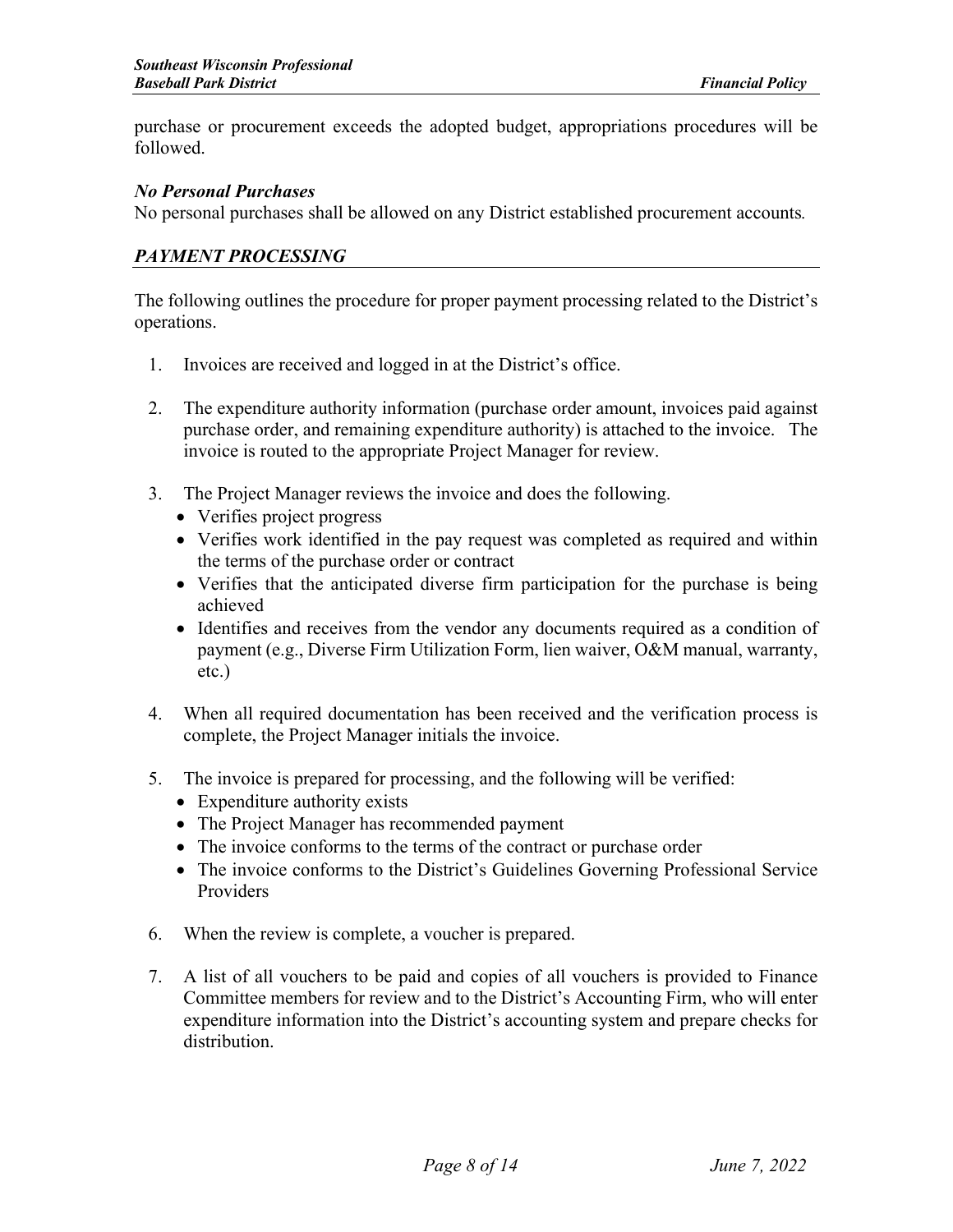purchase or procurement exceeds the adopted budget, appropriations procedures will be followed.

***No Personal Purchases***

No personal purchases shall be allowed on any District established procurement accounts.

## *PAYMENT PROCESSING*

The following outlines the procedure for proper payment processing related to the District's operations.

1. Invoices are received and logged in at the District's office.

2. The expenditure authority information (purchase order amount, invoices paid against purchase order, and remaining expenditure authority) is attached to the invoice. The invoice is routed to the appropriate Project Manager for review.

3. The Project Manager reviews the invoice and does the following.
   - Verifies project progress
   - Verifies work identified in the pay request was completed as required and within the terms of the purchase order or contract
   - Verifies that the anticipated diverse firm participation for the purchase is being achieved
   - Identifies and receives from the vendor any documents required as a condition of payment (e.g., Diverse Firm Utilization Form, lien waiver, O&M manual, warranty, etc.)

4. When all required documentation has been received and the verification process is complete, the Project Manager initials the invoice.

5. The invoice is prepared for processing, and the following will be verified:
   - Expenditure authority exists
   - The Project Manager has recommended payment
   - The invoice conforms to the terms of the contract or purchase order
   - The invoice conforms to the District's Guidelines Governing Professional Service Providers

6. When the review is complete, a voucher is prepared.

7. A list of all vouchers to be paid and copies of all vouchers is provided to Finance Committee members for review and to the District's Accounting Firm, who will enter expenditure information into the District's accounting system and prepare checks for distribution.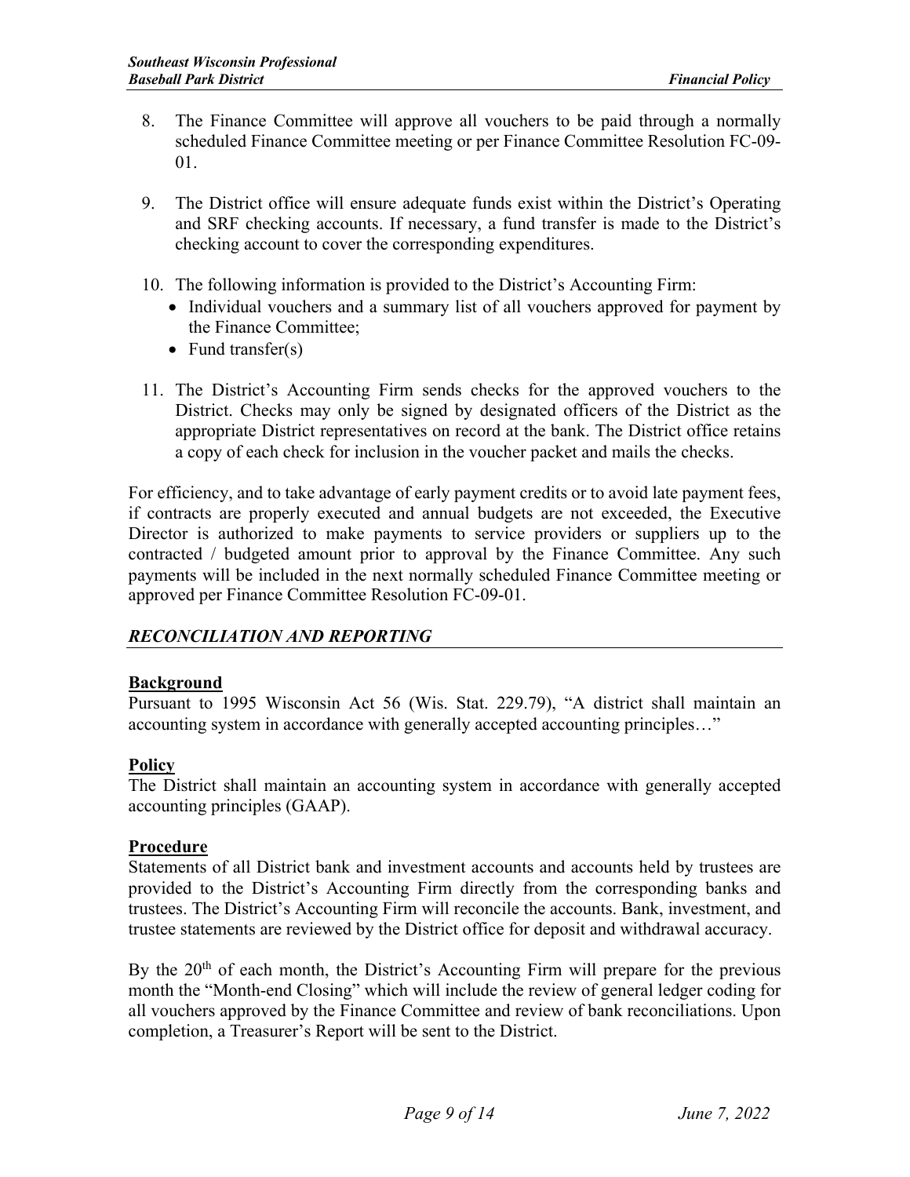8. The Finance Committee will approve all vouchers to be paid through a normally scheduled Finance Committee meeting or per Finance Committee Resolution FC-09-01.

9. The District office will ensure adequate funds exist within the District's Operating and SRF checking accounts. If necessary, a fund transfer is made to the District's checking account to cover the corresponding expenditures.

10. The following information is provided to the District's Accounting Firm:
    - Individual vouchers and a summary list of all vouchers approved for payment by the Finance Committee;
    - Fund transfer(s)

11. The District's Accounting Firm sends checks for the approved vouchers to the District. Checks may only be signed by designated officers of the District as the appropriate District representatives on record at the bank. The District office retains a copy of each check for inclusion in the voucher packet and mails the checks.

For efficiency, and to take advantage of early payment credits or to avoid late payment fees, if contracts are properly executed and annual budgets are not exceeded, the Executive Director is authorized to make payments to service providers or suppliers up to the contracted / budgeted amount prior to approval by the Finance Committee. Any such payments will be included in the next normally scheduled Finance Committee meeting or approved per Finance Committee Resolution FC-09-01.

## *RECONCILIATION AND REPORTING*

**Background**

Pursuant to 1995 Wisconsin Act 56 (Wis. Stat. 229.79), "A district shall maintain an accounting system in accordance with generally accepted accounting principles…"

**Policy**

The District shall maintain an accounting system in accordance with generally accepted accounting principles (GAAP).

**Procedure**

Statements of all District bank and investment accounts and accounts held by trustees are provided to the District's Accounting Firm directly from the corresponding banks and trustees. The District's Accounting Firm will reconcile the accounts. Bank, investment, and trustee statements are reviewed by the District office for deposit and withdrawal accuracy.

By the 20th of each month, the District's Accounting Firm will prepare for the previous month the "Month-end Closing" which will include the review of general ledger coding for all vouchers approved by the Finance Committee and review of bank reconciliations. Upon completion, a Treasurer's Report will be sent to the District.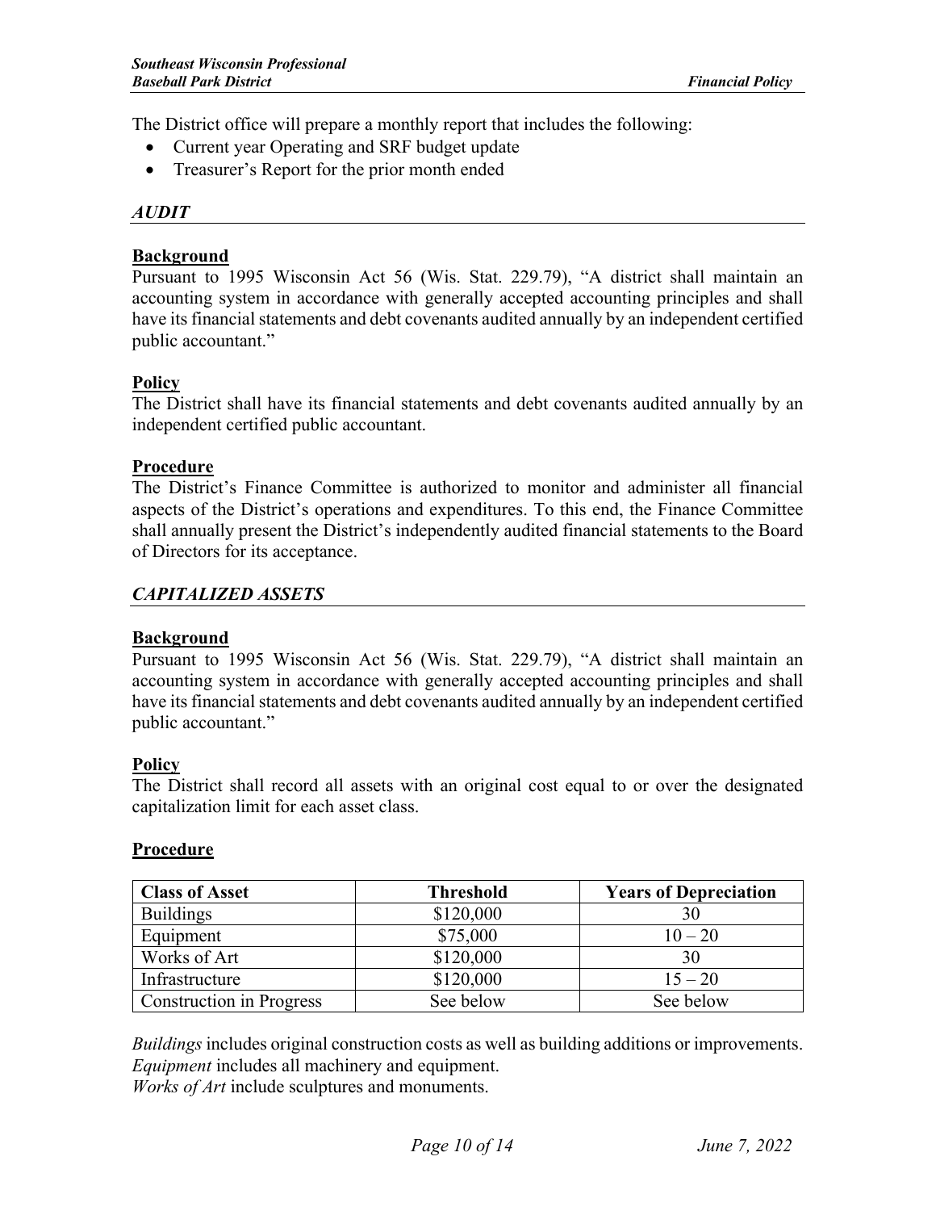The District office will prepare a monthly report that includes the following:

- Current year Operating and SRF budget update
- Treasurer's Report for the prior month ended

## *AUDIT*

**Background**

Pursuant to 1995 Wisconsin Act 56 (Wis. Stat. 229.79), "A district shall maintain an accounting system in accordance with generally accepted accounting principles and shall have its financial statements and debt covenants audited annually by an independent certified public accountant."

**Policy**

The District shall have its financial statements and debt covenants audited annually by an independent certified public accountant.

**Procedure**

The District's Finance Committee is authorized to monitor and administer all financial aspects of the District's operations and expenditures. To this end, the Finance Committee shall annually present the District's independently audited financial statements to the Board of Directors for its acceptance.

## *CAPITALIZED ASSETS*

**Background**

Pursuant to 1995 Wisconsin Act 56 (Wis. Stat. 229.79), "A district shall maintain an accounting system in accordance with generally accepted accounting principles and shall have its financial statements and debt covenants audited annually by an independent certified public accountant."

**Policy**

The District shall record all assets with an original cost equal to or over the designated capitalization limit for each asset class.

**Procedure**

| Class of Asset | Threshold | Years of Depreciation |
|---|---|---|
| Buildings | \$120,000 | 30 |
| Equipment | \$75,000 | 10 – 20 |
| Works of Art | \$120,000 | 30 |
| Infrastructure | \$120,000 | 15 – 20 |
| Construction in Progress | See below | See below |

*Buildings* includes original construction costs as well as building additions or improvements.
*Equipment* includes all machinery and equipment.
*Works of Art* include sculptures and monuments.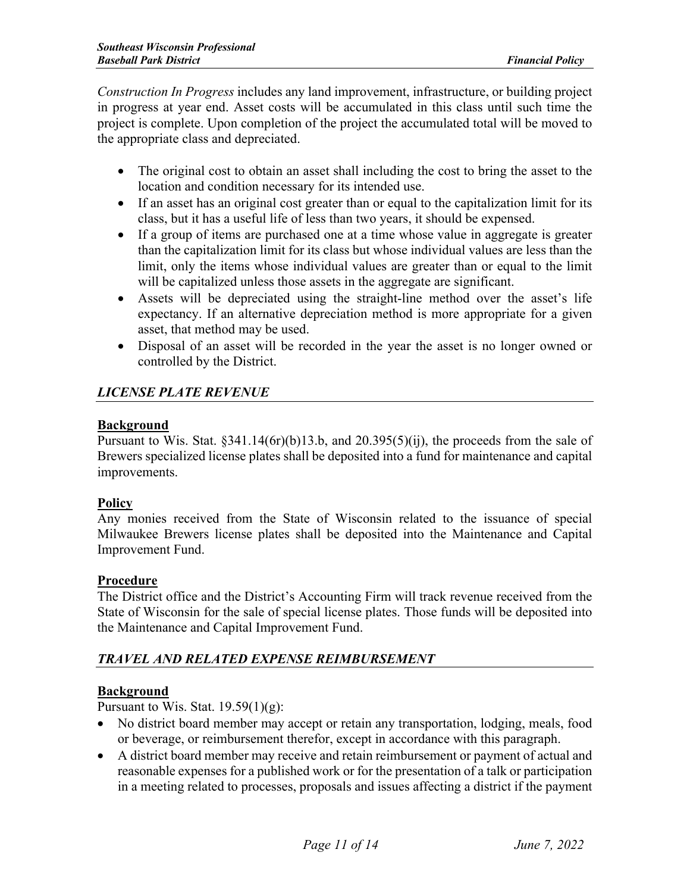*Construction In Progress* includes any land improvement, infrastructure, or building project in progress at year end. Asset costs will be accumulated in this class until such time the project is complete. Upon completion of the project the accumulated total will be moved to the appropriate class and depreciated.

- The original cost to obtain an asset shall including the cost to bring the asset to the location and condition necessary for its intended use.
- If an asset has an original cost greater than or equal to the capitalization limit for its class, but it has a useful life of less than two years, it should be expensed.
- If a group of items are purchased one at a time whose value in aggregate is greater than the capitalization limit for its class but whose individual values are less than the limit, only the items whose individual values are greater than or equal to the limit will be capitalized unless those assets in the aggregate are significant.
- Assets will be depreciated using the straight-line method over the asset's life expectancy. If an alternative depreciation method is more appropriate for a given asset, that method may be used.
- Disposal of an asset will be recorded in the year the asset is no longer owned or controlled by the District.

## *LICENSE PLATE REVENUE*

**Background**

Pursuant to Wis. Stat. §341.14(6r)(b)13.b, and 20.395(5)(ij), the proceeds from the sale of Brewers specialized license plates shall be deposited into a fund for maintenance and capital improvements.

**Policy**

Any monies received from the State of Wisconsin related to the issuance of special Milwaukee Brewers license plates shall be deposited into the Maintenance and Capital Improvement Fund.

**Procedure**

The District office and the District's Accounting Firm will track revenue received from the State of Wisconsin for the sale of special license plates. Those funds will be deposited into the Maintenance and Capital Improvement Fund.

## *TRAVEL AND RELATED EXPENSE REIMBURSEMENT*

**Background**

Pursuant to Wis. Stat. 19.59(1)(g):

- No district board member may accept or retain any transportation, lodging, meals, food or beverage, or reimbursement therefor, except in accordance with this paragraph.
- A district board member may receive and retain reimbursement or payment of actual and reasonable expenses for a published work or for the presentation of a talk or participation in a meeting related to processes, proposals and issues affecting a district if the payment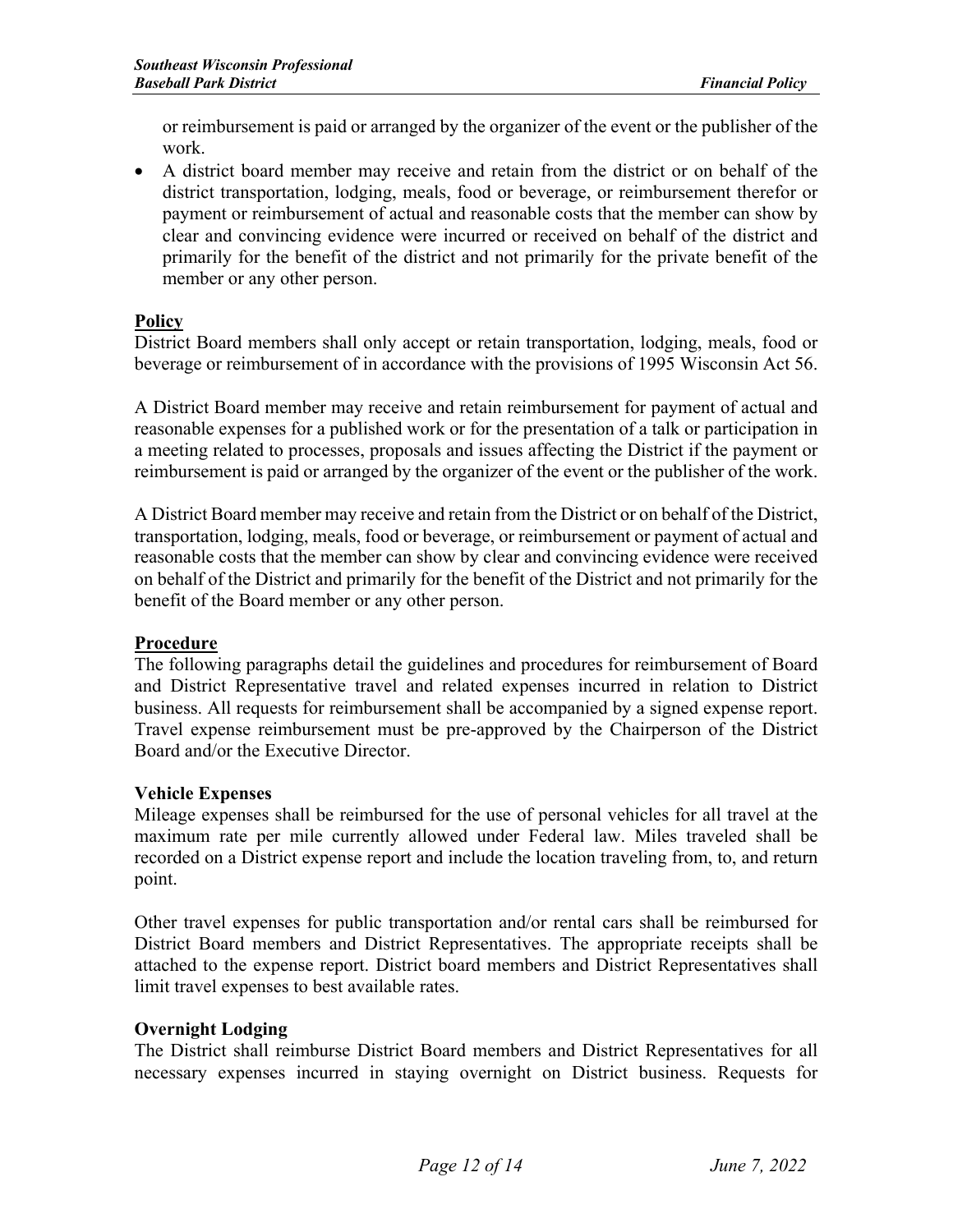or reimbursement is paid or arranged by the organizer of the event or the publisher of the work.

- A district board member may receive and retain from the district or on behalf of the district transportation, lodging, meals, food or beverage, or reimbursement therefor or payment or reimbursement of actual and reasonable costs that the member can show by clear and convincing evidence were incurred or received on behalf of the district and primarily for the benefit of the district and not primarily for the private benefit of the member or any other person.

**Policy**

District Board members shall only accept or retain transportation, lodging, meals, food or beverage or reimbursement of in accordance with the provisions of 1995 Wisconsin Act 56.

A District Board member may receive and retain reimbursement for payment of actual and reasonable expenses for a published work or for the presentation of a talk or participation in a meeting related to processes, proposals and issues affecting the District if the payment or reimbursement is paid or arranged by the organizer of the event or the publisher of the work.

A District Board member may receive and retain from the District or on behalf of the District, transportation, lodging, meals, food or beverage, or reimbursement or payment of actual and reasonable costs that the member can show by clear and convincing evidence were received on behalf of the District and primarily for the benefit of the District and not primarily for the benefit of the Board member or any other person.

**Procedure**

The following paragraphs detail the guidelines and procedures for reimbursement of Board and District Representative travel and related expenses incurred in relation to District business. All requests for reimbursement shall be accompanied by a signed expense report. Travel expense reimbursement must be pre-approved by the Chairperson of the District Board and/or the Executive Director.

**Vehicle Expenses**

Mileage expenses shall be reimbursed for the use of personal vehicles for all travel at the maximum rate per mile currently allowed under Federal law. Miles traveled shall be recorded on a District expense report and include the location traveling from, to, and return point.

Other travel expenses for public transportation and/or rental cars shall be reimbursed for District Board members and District Representatives. The appropriate receipts shall be attached to the expense report. District board members and District Representatives shall limit travel expenses to best available rates.

**Overnight Lodging**

The District shall reimburse District Board members and District Representatives for all necessary expenses incurred in staying overnight on District business. Requests for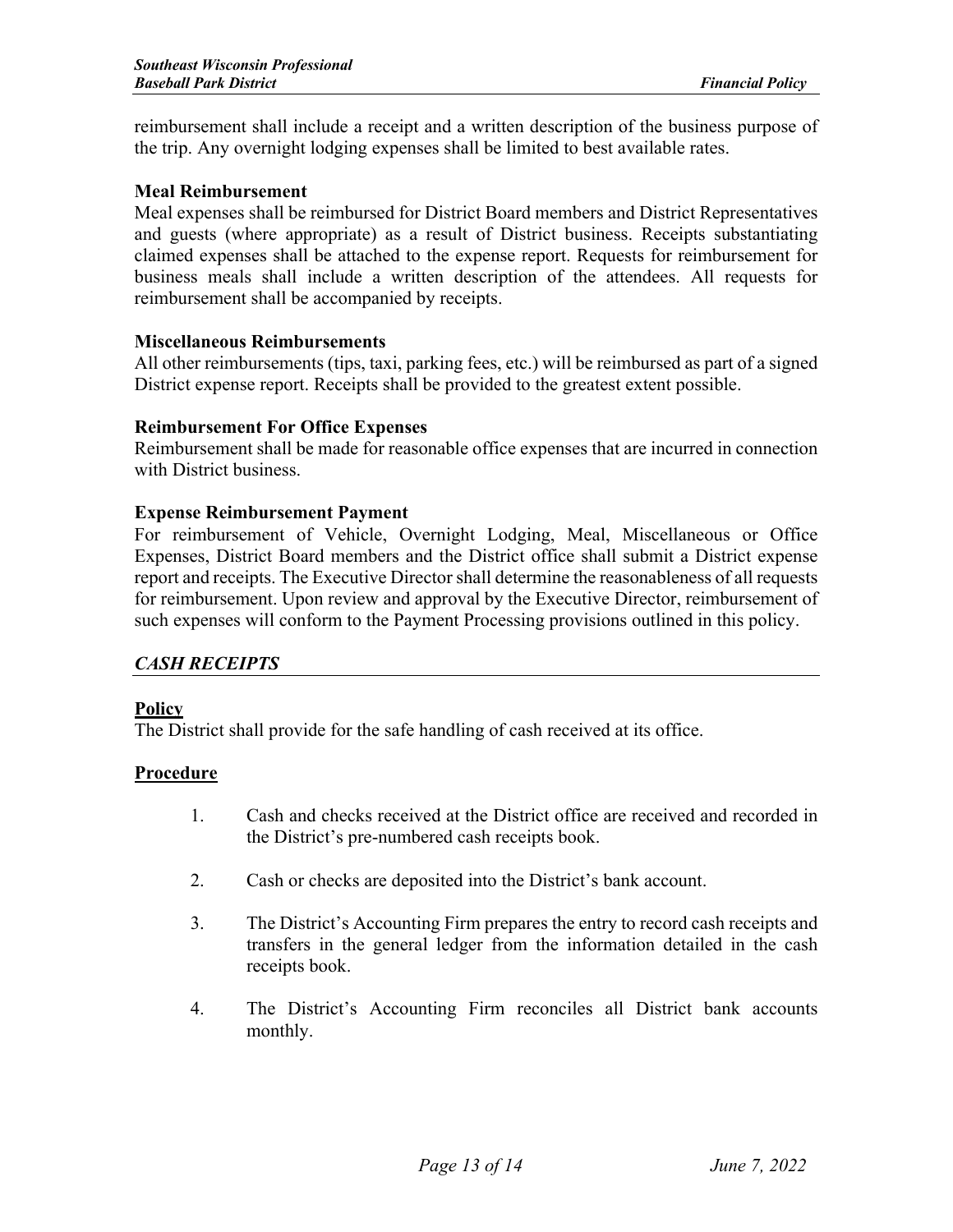reimbursement shall include a receipt and a written description of the business purpose of the trip. Any overnight lodging expenses shall be limited to best available rates.

**Meal Reimbursement**
Meal expenses shall be reimbursed for District Board members and District Representatives and guests (where appropriate) as a result of District business. Receipts substantiating claimed expenses shall be attached to the expense report. Requests for reimbursement for business meals shall include a written description of the attendees. All requests for reimbursement shall be accompanied by receipts.

**Miscellaneous Reimbursements**
All other reimbursements (tips, taxi, parking fees, etc.) will be reimbursed as part of a signed District expense report. Receipts shall be provided to the greatest extent possible.

**Reimbursement For Office Expenses**
Reimbursement shall be made for reasonable office expenses that are incurred in connection with District business.

**Expense Reimbursement Payment**
For reimbursement of Vehicle, Overnight Lodging, Meal, Miscellaneous or Office Expenses, District Board members and the District office shall submit a District expense report and receipts. The Executive Director shall determine the reasonableness of all requests for reimbursement. Upon review and approval by the Executive Director, reimbursement of such expenses will conform to the Payment Processing provisions outlined in this policy.

## *CASH RECEIPTS*

**Policy**
The District shall provide for the safe handling of cash received at its office.

**Procedure**

1. Cash and checks received at the District office are received and recorded in the District's pre-numbered cash receipts book.
2. Cash or checks are deposited into the District's bank account.
3. The District's Accounting Firm prepares the entry to record cash receipts and transfers in the general ledger from the information detailed in the cash receipts book.
4. The District's Accounting Firm reconciles all District bank accounts monthly.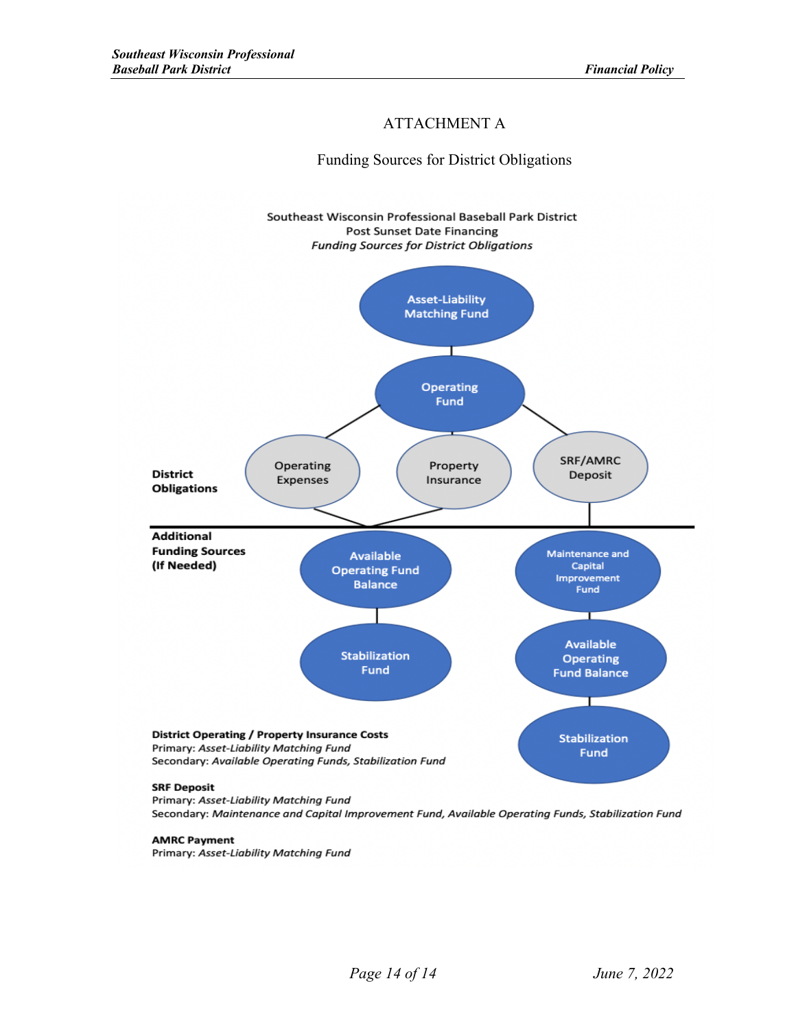# ATTACHMENT A

## Funding Sources for District Obligations

Southeast Wisconsin Professional Baseball Park District
Post Sunset Date Financing
*Funding Sources for District Obligations*

Asset-Liability Matching Fund

Operating Fund

District Obligations

Operating Expenses

Property Insurance

SRF/AMRC Deposit

Additional Funding Sources (If Needed)

Available Operating Fund Balance

Stabilization Fund

Maintenance and Capital Improvement Fund

Available Operating Fund Balance

Stabilization Fund

**District Operating / Property Insurance Costs**
Primary: *Asset-Liability Matching Fund*
Secondary: *Available Operating Funds, Stabilization Fund*

**SRF Deposit**
Primary: *Asset-Liability Matching Fund*
Secondary: *Maintenance and Capital Improvement Fund, Available Operating Funds, Stabilization Fund*

**AMRC Payment**
Primary: *Asset-Liability Matching Fund*